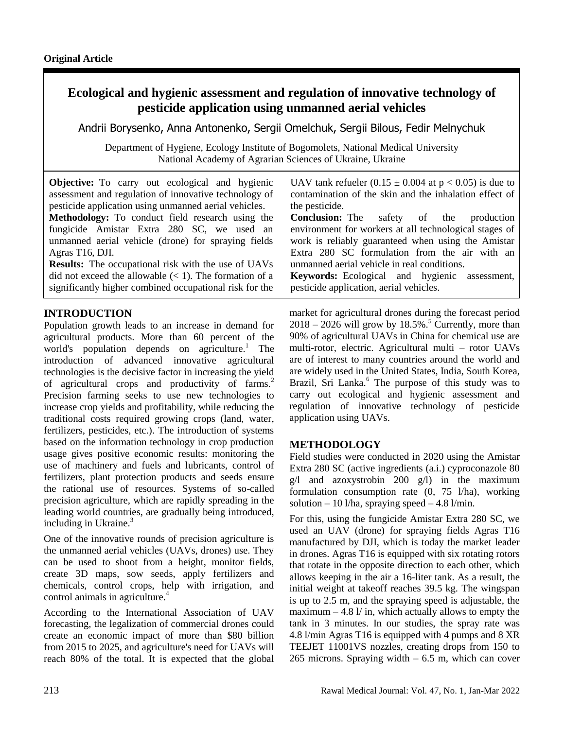**Original Article**

# Ecological and hygienic assessment and regulation of innovative technology of pesticide application using unmanned aerial vehicles

Andrii Borysenko, Anna Antonenko, Sergii Omelchuk, Sergii Bilous, Fedir Melnychuk

Department of Hygiene, Ecology Institute of Bogomolets, National Medical University National Academy of Agrarian Sciences of Ukraine, Ukraine

**Objective:** To carry out ecological and hygienic assessment and regulation of innovative technology of pesticide application using unmanned aerial vehicles.

**Methodology:** To conduct field research using the fungicide Amistar Extra 280 SC, we used an unmanned aerial vehicle (drone) for spraying fields Agras T16, DJI.

**Results:** The occupational risk with the use of UAVs did not exceed the allowable (< 1). The formation of a significantly higher combined occupational risk for the UAV tank refueler ($0.15 \pm 0.004$ at $p < 0.05$) is due to contamination of the skin and the inhalation effect of the pesticide.

**Conclusion:** The safety of the production environment for workers at all technological stages of work is reliably guaranteed when using the Amistar Extra 280 SC formulation from the air with an unmanned aerial vehicle in real conditions.

**Keywords:** Ecological and hygienic assessment, pesticide application, aerial vehicles.

## INTRODUCTION

Population growth leads to an increase in demand for agricultural products. More than 60 percent of the world's population depends on agriculture.[1] The introduction of advanced innovative agricultural technologies is the decisive factor in increasing the yield of agricultural crops and productivity of farms.[2] Precision farming seeks to use new technologies to increase crop yields and profitability, while reducing the traditional costs required growing crops (land, water, fertilizers, pesticides, etc.). The introduction of systems based on the information technology in crop production usage gives positive economic results: monitoring the use of machinery and fuels and lubricants, control of fertilizers, plant protection products and seeds ensure the rational use of resources. Systems of so-called precision agriculture, which are rapidly spreading in the leading world countries, are gradually being introduced, including in Ukraine.[3]

One of the innovative rounds of precision agriculture is the unmanned aerial vehicles (UAVs, drones) use. They can be used to shoot from a height, monitor fields, create 3D maps, sow seeds, apply fertilizers and chemicals, control crops, help with irrigation, and control animals in agriculture.[4]

According to the International Association of UAV forecasting, the legalization of commercial drones could create an economic impact of more than $80 billion from 2015 to 2025, and agriculture's need for UAVs will reach 80% of the total. It is expected that the global market for agricultural drones during the forecast period 2018 – 2026 will grow by 18.5%.[5] Currently, more than 90% of agricultural UAVs in China for chemical use are multi-rotor, electric. Agricultural multi – rotor UAVs are of interest to many countries around the world and are widely used in the United States, India, South Korea, Brazil, Sri Lanka.[6] The purpose of this study was to carry out ecological and hygienic assessment and regulation of innovative technology of pesticide application using UAVs.

## METHODOLOGY

Field studies were conducted in 2020 using the Amistar Extra 280 SC (active ingredients (a.i.) cyproconazole 80 g/l and azoxystrobin 200 g/l) in the maximum formulation consumption rate (0, 75 l/ha), working solution – 10 l/ha, spraying speed – 4.8 l/min.

For this, using the fungicide Amistar Extra 280 SC, we used an UAV (drone) for spraying fields Agras T16 manufactured by DJI, which is today the market leader in drones. Agras T16 is equipped with six rotating rotors that rotate in the opposite direction to each other, which allows keeping in the air a 16-liter tank. As a result, the initial weight at takeoff reaches 39.5 kg. The wingspan is up to 2.5 m, and the spraying speed is adjustable, the maximum – 4.8 l/ in, which actually allows to empty the tank in 3 minutes. In our studies, the spray rate was 4.8 l/min Agras T16 is equipped with 4 pumps and 8 XR TEEJET 11001VS nozzles, creating drops from 150 to 265 microns. Spraying width – 6.5 m, which can cover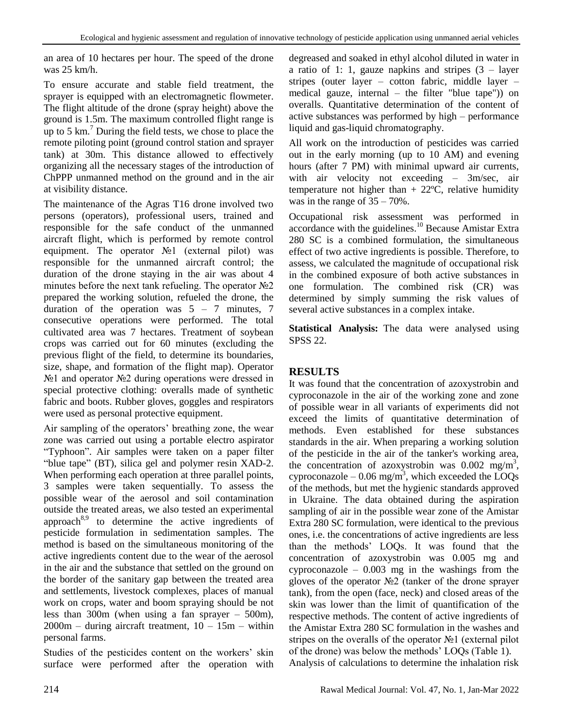an area of 10 hectares per hour. The speed of the drone was 25 km/h.

To ensure accurate and stable field treatment, the sprayer is equipped with an electromagnetic flowmeter. The flight altitude of the drone (spray height) above the ground is 1.5m. The maximum controlled flight range is up to 5 km.[7] During the field tests, we chose to place the remote piloting point (ground control station and sprayer tank) at 30m. This distance allowed to effectively organizing all the necessary stages of the introduction of ChPPP unmanned method on the ground and in the air at visibility distance.

The maintenance of the Agras T16 drone involved two persons (operators), professional users, trained and responsible for the safe conduct of the unmanned aircraft flight, which is performed by remote control equipment. The operator №1 (external pilot) was responsible for the unmanned aircraft control; the duration of the drone staying in the air was about 4 minutes before the next tank refueling. The operator №2 prepared the working solution, refueled the drone, the duration of the operation was 5 – 7 minutes, 7 consecutive operations were performed. The total cultivated area was 7 hectares. Treatment of soybean crops was carried out for 60 minutes (excluding the previous flight of the field, to determine its boundaries, size, shape, and formation of the flight map). Operator №1 and operator №2 during operations were dressed in special protective clothing: overalls made of synthetic fabric and boots. Rubber gloves, goggles and respirators were used as personal protective equipment.

Air sampling of the operators' breathing zone, the wear zone was carried out using a portable electro aspirator "Typhoon". Air samples were taken on a paper filter "blue tape" (BT), silica gel and polymer resin XAD-2. When performing each operation at three parallel points, 3 samples were taken sequentially. To assess the possible wear of the aerosol and soil contamination outside the treated areas, we also tested an experimental approach[8,9] to determine the active ingredients of pesticide formulation in sedimentation samples. The method is based on the simultaneous monitoring of the active ingredients content due to the wear of the aerosol in the air and the substance that settled on the ground on the border of the sanitary gap between the treated area and settlements, livestock complexes, places of manual work on crops, water and boom spraying should be not less than 300m (when using a fan sprayer – 500m), 2000m – during aircraft treatment, 10 – 15m – within personal farms.

Studies of the pesticides content on the workers' skin surface were performed after the operation with degreased and soaked in ethyl alcohol diluted in water in a ratio of 1: 1, gauze napkins and stripes (3 – layer stripes (outer layer – cotton fabric, middle layer – medical gauze, internal – the filter "blue tape")) on overalls. Quantitative determination of the content of active substances was performed by high – performance liquid and gas-liquid chromatography.

All work on the introduction of pesticides was carried out in the early morning (up to 10 AM) and evening hours (after 7 PM) with minimal upward air currents, with air velocity not exceeding – 3m/sec, air temperature not higher than + 22ºC, relative humidity was in the range of 35 – 70%.

Occupational risk assessment was performed in accordance with the guidelines.[10] Because Amistar Extra 280 SC is a combined formulation, the simultaneous effect of two active ingredients is possible. Therefore, to assess, we calculated the magnitude of occupational risk in the combined exposure of both active substances in one formulation. The combined risk (CR) was determined by simply summing the risk values of several active substances in a complex intake.

**Statistical Analysis:** The data were analysed using SPSS 22.

## RESULTS

It was found that the concentration of azoxystrobin and cyproconazole in the air of the working zone and zone of possible wear in all variants of experiments did not exceed the limits of quantitative determination of methods. Even established for these substances standards in the air. When preparing a working solution of the pesticide in the air of the tanker's working area, the concentration of azoxystrobin was 0.002 mg/m$^3$, cyproconazole – 0.06 mg/m$^3$, which exceeded the LOQs of the methods, but met the hygienic standards approved in Ukraine. The data obtained during the aspiration sampling of air in the possible wear zone of the Amistar Extra 280 SC formulation, were identical to the previous ones, i.e. the concentrations of active ingredients are less than the methods' LOQs. It was found that the concentration of azoxystrobin was 0.005 mg and cyproconazole – 0.003 mg in the washings from the gloves of the operator №2 (tanker of the drone sprayer tank), from the open (face, neck) and closed areas of the skin was lower than the limit of quantification of the respective methods. The content of active ingredients of the Amistar Extra 280 SC formulation in the washes and stripes on the overalls of the operator №1 (external pilot of the drone) was below the methods' LOQs (Table 1).

Analysis of calculations to determine the inhalation risk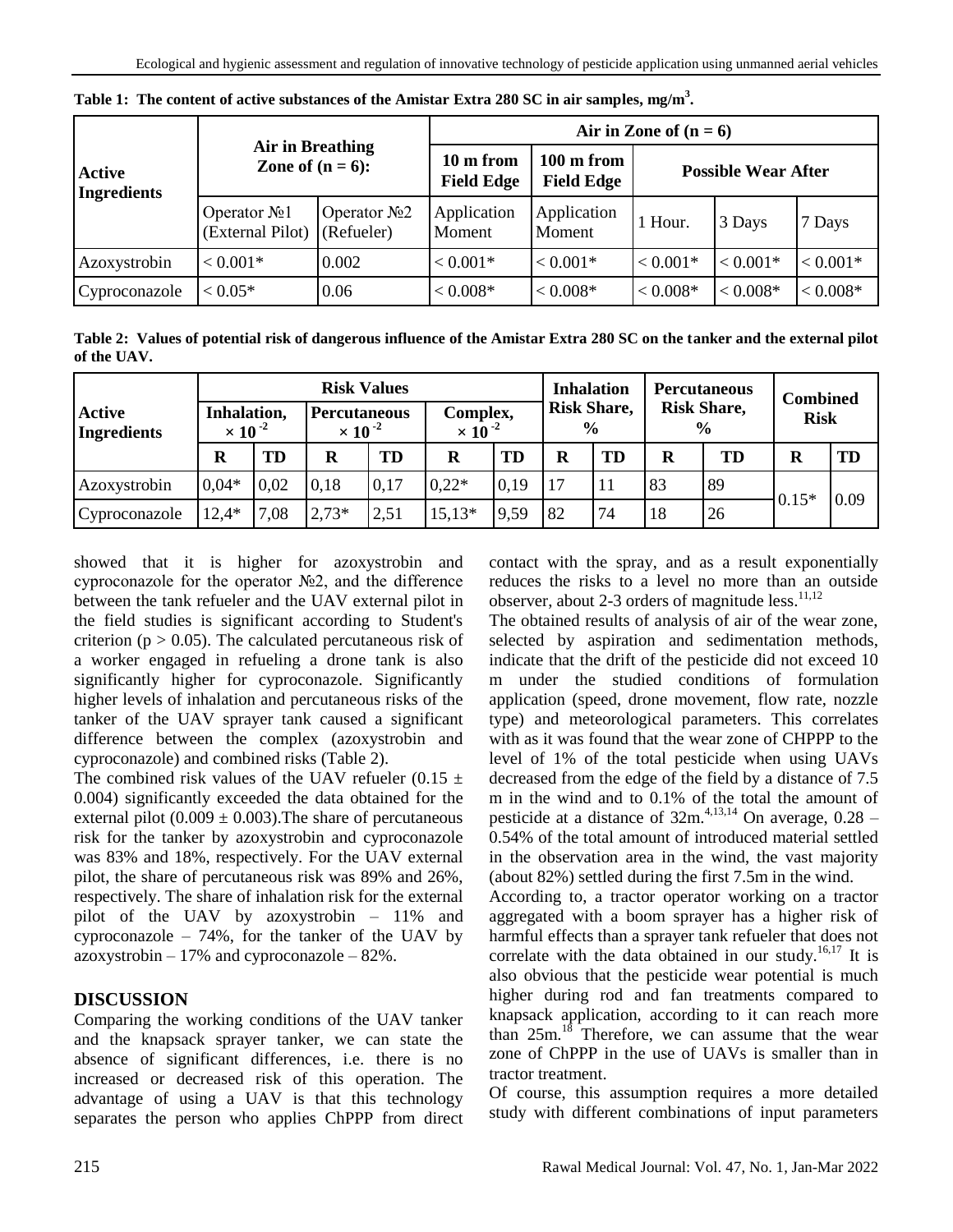**Table 1: The content of active substances of the Amistar Extra 280 SC in air samples, mg/m$^3$.**

| Active Ingredients | Air in Breathing Zone of (n = 6): | | Air in Zone of (n = 6) | | | | |
|---|---|---|---|---|---|---|---|
| | | | 10 m from Field Edge | 100 m from Field Edge | Possible Wear After | | |
| | Operator №1 (External Pilot) | Operator №2 (Refueler) | Application Moment | Application Moment | 1 Hour. | 3 Days | 7 Days |
| Azoxystrobin | < 0.001* | 0.002 | < 0.001* | < 0.001* | < 0.001* | < 0.001* | < 0.001* |
| Cyproconazole | < 0.05* | 0.06 | < 0.008* | < 0.008* | < 0.008* | < 0.008* | < 0.008* |

**Table 2: Values of potential risk of dangerous influence of the Amistar Extra 280 SC on the tanker and the external pilot of the UAV.**

| Active Ingredients | Risk Values | | | | | | Inhalation Risk Share, % | | Percutaneous Risk Share, % | | Combined Risk | |
|---|---|---|---|---|---|---|---|---|---|---|---|---|
| | Inhalation, $\times 10^{-2}$ | | Percutaneous $\times 10^{-2}$ | | Complex, $\times 10^{-2}$ | | | | | | | |
| | R | TD | R | TD | R | TD | R | TD | R | TD | R | TD |
| Azoxystrobin | 0,04* | 0,02 | 0,18 | 0,17 | 0,22* | 0,19 | 17 | 11 | 83 | 89 | 0.15* | 0.09 |
| Cyproconazole | 12,4* | 7,08 | 2,73* | 2,51 | 15,13* | 9,59 | 82 | 74 | 18 | 26 | | |

showed that it is higher for azoxystrobin and cyproconazole for the operator №2, and the difference between the tank refueler and the UAV external pilot in the field studies is significant according to Student's criterion ($p > 0.05$). The calculated percutaneous risk of a worker engaged in refueling a drone tank is also significantly higher for cyproconazole. Significantly higher levels of inhalation and percutaneous risks of the tanker of the UAV sprayer tank caused a significant difference between the complex (azoxystrobin and cyproconazole) and combined risks (Table 2).

The combined risk values of the UAV refueler ($0.15 \pm 0.004$) significantly exceeded the data obtained for the external pilot ($0.009 \pm 0.003$).The share of percutaneous risk for the tanker by azoxystrobin and cyproconazole was 83% and 18%, respectively. For the UAV external pilot, the share of percutaneous risk was 89% and 26%, respectively. The share of inhalation risk for the external pilot of the UAV by azoxystrobin – 11% and cyproconazole – 74%, for the tanker of the UAV by azoxystrobin – 17% and cyproconazole – 82%.

## DISCUSSION

Comparing the working conditions of the UAV tanker and the knapsack sprayer tanker, we can state the absence of significant differences, i.e. there is no increased or decreased risk of this operation. The advantage of using a UAV is that this technology separates the person who applies ChPPP from direct contact with the spray, and as a result exponentially reduces the risks to a level no more than an outside observer, about 2-3 orders of magnitude less.[11,12]

The obtained results of analysis of air of the wear zone, selected by aspiration and sedimentation methods, indicate that the drift of the pesticide did not exceed 10 m under the studied conditions of formulation application (speed, drone movement, flow rate, nozzle type) and meteorological parameters. This correlates with as it was found that the wear zone of CHPPP to the level of 1% of the total pesticide when using UAVs decreased from the edge of the field by a distance of 7.5 m in the wind and to 0.1% of the total the amount of pesticide at a distance of 32m.[4,13,14] On average, 0.28 – 0.54% of the total amount of introduced material settled in the observation area in the wind, the vast majority (about 82%) settled during the first 7.5m in the wind.

According to, a tractor operator working on a tractor aggregated with a boom sprayer has a higher risk of harmful effects than a sprayer tank refueler that does not correlate with the data obtained in our study.[16,17] It is also obvious that the pesticide wear potential is much higher during rod and fan treatments compared to knapsack application, according to it can reach more than 25m.[18] Therefore, we can assume that the wear zone of ChPPP in the use of UAVs is smaller than in tractor treatment.

Of course, this assumption requires a more detailed study with different combinations of input parameters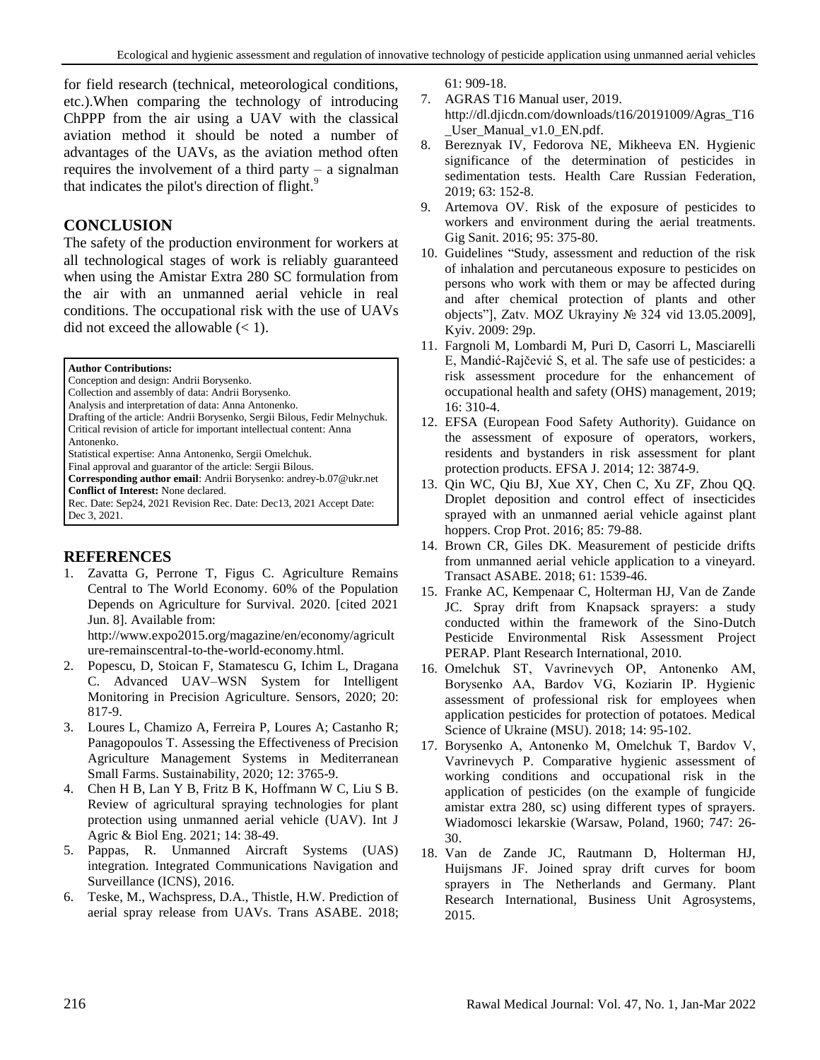for field research (technical, meteorological conditions, etc.).When comparing the technology of introducing ChPPP from the air using a UAV with the classical aviation method it should be noted a number of advantages of the UAVs, as the aviation method often requires the involvement of a third party – a signalman that indicates the pilot's direction of flight.[9]

## CONCLUSION

The safety of the production environment for workers at all technological stages of work is reliably guaranteed when using the Amistar Extra 280 SC formulation from the air with an unmanned aerial vehicle in real conditions. The occupational risk with the use of UAVs did not exceed the allowable (< 1).

**Author Contributions:**
Conception and design: Andrii Borysenko.
Collection and assembly of data: Andrii Borysenko.
Analysis and interpretation of data: Anna Antonenko.
Drafting of the article: Andrii Borysenko, Sergii Bilous, Fedir Melnychuk.
Critical revision of article for important intellectual content: Anna Antonenko.
Statistical expertise: Anna Antonenko, Sergii Omelchuk.
Final approval and guarantor of the article: Sergii Bilous.
**Corresponding author email**: Andrii Borysenko: andrey-b.07@ukr.net
**Conflict of Interest:** None declared.
Rec. Date: Sep24, 2021 Revision Rec. Date: Dec13, 2021 Accept Date: Dec 3, 2021.

## REFERENCES

1. Zavatta G, Perrone T, Figus C. Agriculture Remains Central to The World Economy. 60% of the Population Depends on Agriculture for Survival. 2020. [cited 2021 Jun. 8]. Available from: http://www.expo2015.org/magazine/en/economy/agriculture-remainscentral-to-the-world-economy.html.
2. Popescu, D, Stoican F, Stamatescu G, Ichim L, Dragana C. Advanced UAV–WSN System for Intelligent Monitoring in Precision Agriculture. Sensors, 2020; 20: 817-9.
3. Loures L, Chamizo A, Ferreira P, Loures A; Castanho R; Panagopoulos T. Assessing the Effectiveness of Precision Agriculture Management Systems in Mediterranean Small Farms. Sustainability, 2020; 12: 3765-9.
4. Chen H B, Lan Y B, Fritz B K, Hoffmann W C, Liu S B. Review of agricultural spraying technologies for plant protection using unmanned aerial vehicle (UAV). Int J Agric & Biol Eng. 2021; 14: 38-49.
5. Pappas, R. Unmanned Aircraft Systems (UAS) integration. Integrated Communications Navigation and Surveillance (ICNS), 2016.
6. Teske, M., Wachspress, D.A., Thistle, H.W. Prediction of aerial spray release from UAVs. Trans ASABE. 2018; 61: 909-18.
7. AGRAS T16 Manual user, 2019. http://dl.djicdn.com/downloads/t16/20191009/Agras_T16_User_Manual_v1.0_EN.pdf.
8. Bereznyak IV, Fedorova NE, Mikheeva EN. Hygienic significance of the determination of pesticides in sedimentation tests. Health Care Russian Federation, 2019; 63: 152-8.
9. Artemova OV. Risk of the exposure of pesticides to workers and environment during the aerial treatments. Gig Sanit. 2016; 95: 375-80.
10. Guidelines "Study, assessment and reduction of the risk of inhalation and percutaneous exposure to pesticides on persons who work with them or may be affected during and after chemical protection of plants and other objects"], Zatv. MOZ Ukrayiny № 324 vid 13.05.2009], Kyiv. 2009: 29p.
11. Fargnoli M, Lombardi M, Puri D, Casorri L, Masciarelli E, Mandić-Rajčević S, et al. The safe use of pesticides: a risk assessment procedure for the enhancement of occupational health and safety (OHS) management, 2019; 16: 310-4.
12. EFSA (European Food Safety Authority). Guidance on the assessment of exposure of operators, workers, residents and bystanders in risk assessment for plant protection products. EFSA J. 2014; 12: 3874-9.
13. Qin WC, Qiu BJ, Xue XY, Chen C, Xu ZF, Zhou QQ. Droplet deposition and control effect of insecticides sprayed with an unmanned aerial vehicle against plant hoppers. Crop Prot. 2016; 85: 79-88.
14. Brown CR, Giles DK. Measurement of pesticide drifts from unmanned aerial vehicle application to a vineyard. Transact ASABE. 2018; 61: 1539-46.
15. Franke AC, Kempenaar C, Holterman HJ, Van de Zande JC. Spray drift from Knapsack sprayers: a study conducted within the framework of the Sino-Dutch Pesticide Environmental Risk Assessment Project PERAP. Plant Research International, 2010.
16. Omelchuk ST, Vavrinevych OP, Antonenko AM, Borysenko AA, Bardov VG, Koziarin IP. Hygienic assessment of professional risk for employees when application pesticides for protection of potatoes. Medical Science of Ukraine (MSU). 2018; 14: 95-102.
17. Borysenko A, Antonenko M, Omelchuk T, Bardov V, Vavrinevych P. Comparative hygienic assessment of working conditions and occupational risk in the application of pesticides (on the example of fungicide amistar extra 280, sc) using different types of sprayers. Wiadomosci lekarskie (Warsaw, Poland, 1960; 747: 26-30.
18. Van de Zande JC, Rautmann D, Holterman HJ, Huijsmans JF. Joined spray drift curves for boom sprayers in The Netherlands and Germany. Plant Research International, Business Unit Agrosystems, 2015.